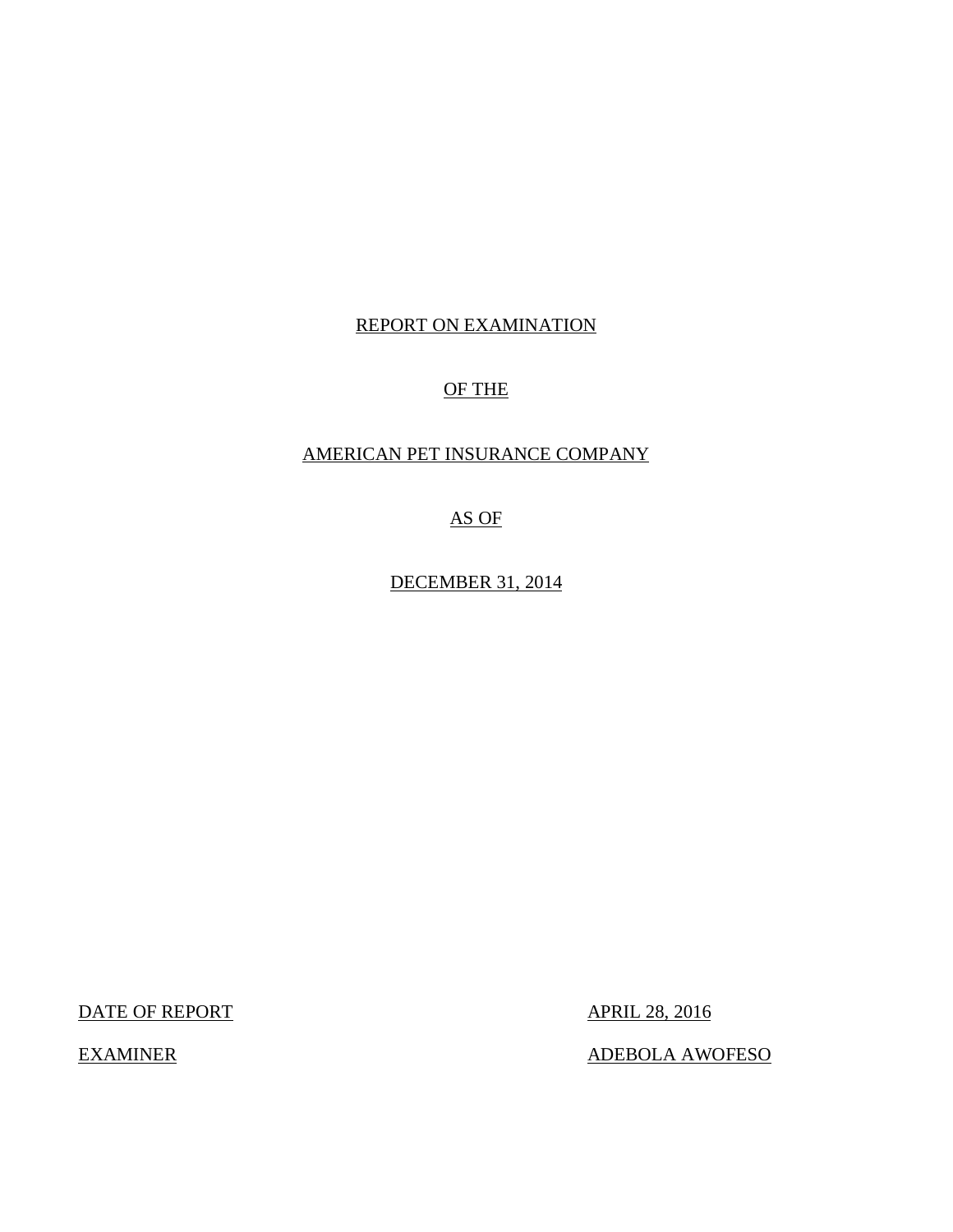REPORT ON EXAMINATION

OF THE

AMERICAN PET INSURANCE COMPANY

AS OF

DECEMBER 31, 2014

| DATE OF REPORT | APRIL 28, 2016 |
| --- | --- |
| EXAMINER | ADEBOLA AWOFESO |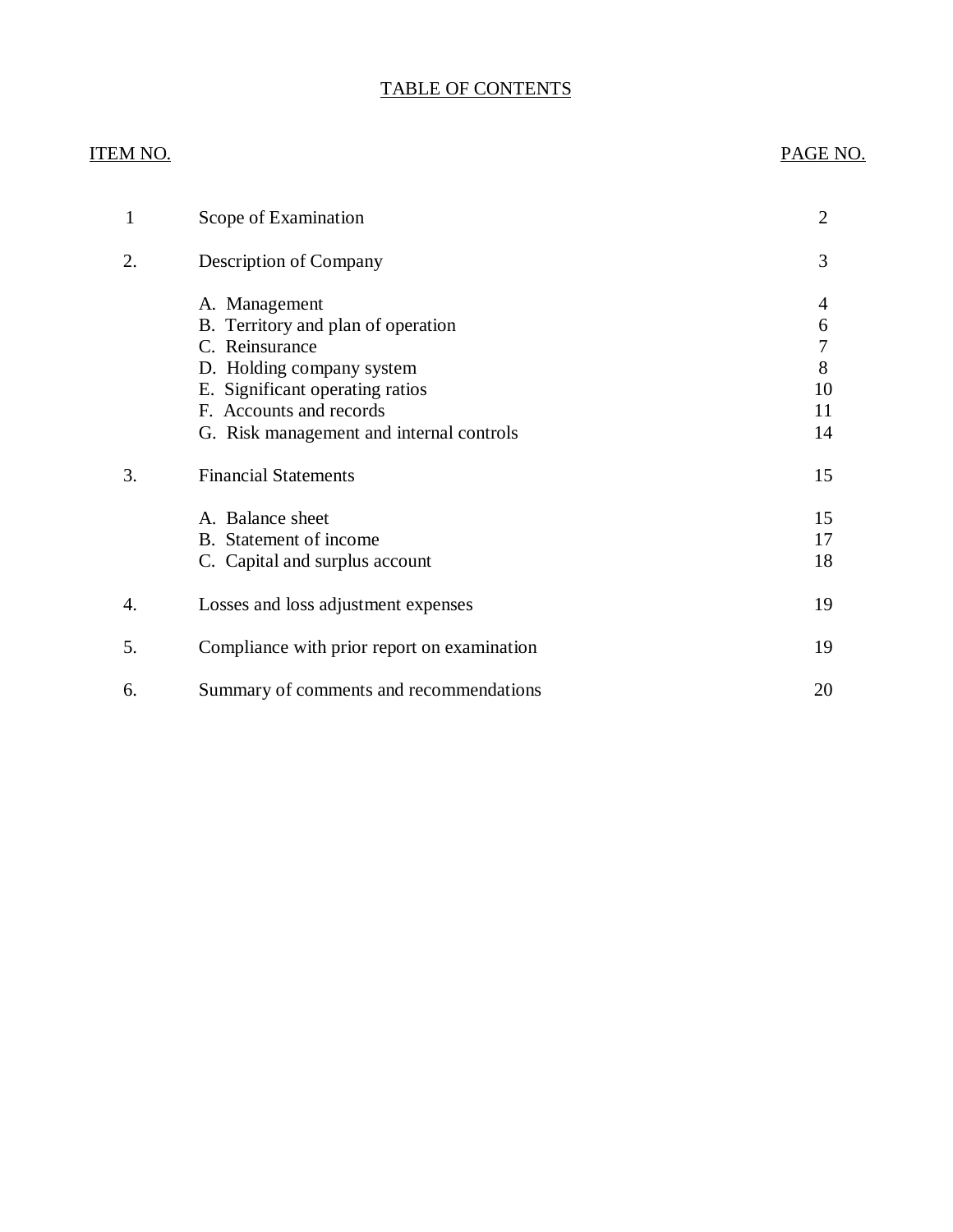# TABLE OF CONTENTS

| ITEM NO. | | PAGE NO. |
|---|---|---|
| 1 | Scope of Examination | 2 |
| 2. | Description of Company | 3 |
| | A. Management | 4 |
| | B. Territory and plan of operation | 6 |
| | C. Reinsurance | 7 |
| | D. Holding company system | 8 |
| | E. Significant operating ratios | 10 |
| | F. Accounts and records | 11 |
| | G. Risk management and internal controls | 14 |
| 3. | Financial Statements | 15 |
| | A. Balance sheet | 15 |
| | B. Statement of income | 17 |
| | C. Capital and surplus account | 18 |
| 4. | Losses and loss adjustment expenses | 19 |
| 5. | Compliance with prior report on examination | 19 |
| 6. | Summary of comments and recommendations | 20 |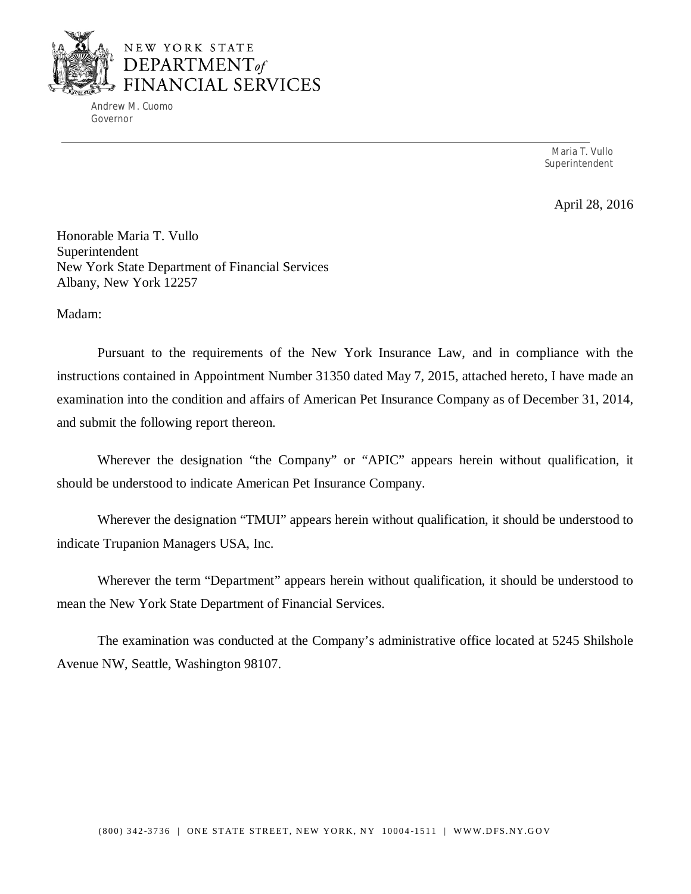NEW YORK STATE
DEPARTMENT of
FINANCIAL SERVICES

Andrew M. Cuomo
Governor

Maria T. Vullo
Superintendent

April 28, 2016

Honorable Maria T. Vullo
Superintendent
New York State Department of Financial Services
Albany, New York 12257

Madam:

Pursuant to the requirements of the New York Insurance Law, and in compliance with the instructions contained in Appointment Number 31350 dated May 7, 2015, attached hereto, I have made an examination into the condition and affairs of American Pet Insurance Company as of December 31, 2014, and submit the following report thereon.

Wherever the designation "the Company" or "APIC" appears herein without qualification, it should be understood to indicate American Pet Insurance Company.

Wherever the designation "TMUI" appears herein without qualification, it should be understood to indicate Trupanion Managers USA, Inc.

Wherever the term "Department" appears herein without qualification, it should be understood to mean the New York State Department of Financial Services.

The examination was conducted at the Company's administrative office located at 5245 Shilshole Avenue NW, Seattle, Washington 98107.

(800) 342-3736 | ONE STATE STREET, NEW YORK, NY 10004-1511 | WWW.DFS.NY.GOV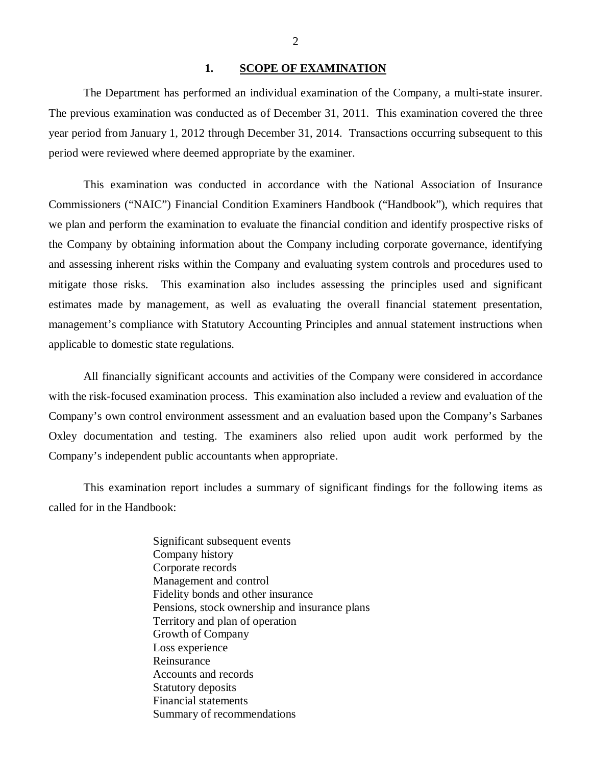## 1. SCOPE OF EXAMINATION

The Department has performed an individual examination of the Company, a multi-state insurer. The previous examination was conducted as of December 31, 2011. This examination covered the three year period from January 1, 2012 through December 31, 2014. Transactions occurring subsequent to this period were reviewed where deemed appropriate by the examiner.

This examination was conducted in accordance with the National Association of Insurance Commissioners ("NAIC") Financial Condition Examiners Handbook ("Handbook"), which requires that we plan and perform the examination to evaluate the financial condition and identify prospective risks of the Company by obtaining information about the Company including corporate governance, identifying and assessing inherent risks within the Company and evaluating system controls and procedures used to mitigate those risks. This examination also includes assessing the principles used and significant estimates made by management, as well as evaluating the overall financial statement presentation, management's compliance with Statutory Accounting Principles and annual statement instructions when applicable to domestic state regulations.

All financially significant accounts and activities of the Company were considered in accordance with the risk-focused examination process. This examination also included a review and evaluation of the Company's own control environment assessment and an evaluation based upon the Company's Sarbanes Oxley documentation and testing. The examiners also relied upon audit work performed by the Company's independent public accountants when appropriate.

This examination report includes a summary of significant findings for the following items as called for in the Handbook:

Significant subsequent events
Company history
Corporate records
Management and control
Fidelity bonds and other insurance
Pensions, stock ownership and insurance plans
Territory and plan of operation
Growth of Company
Loss experience
Reinsurance
Accounts and records
Statutory deposits
Financial statements
Summary of recommendations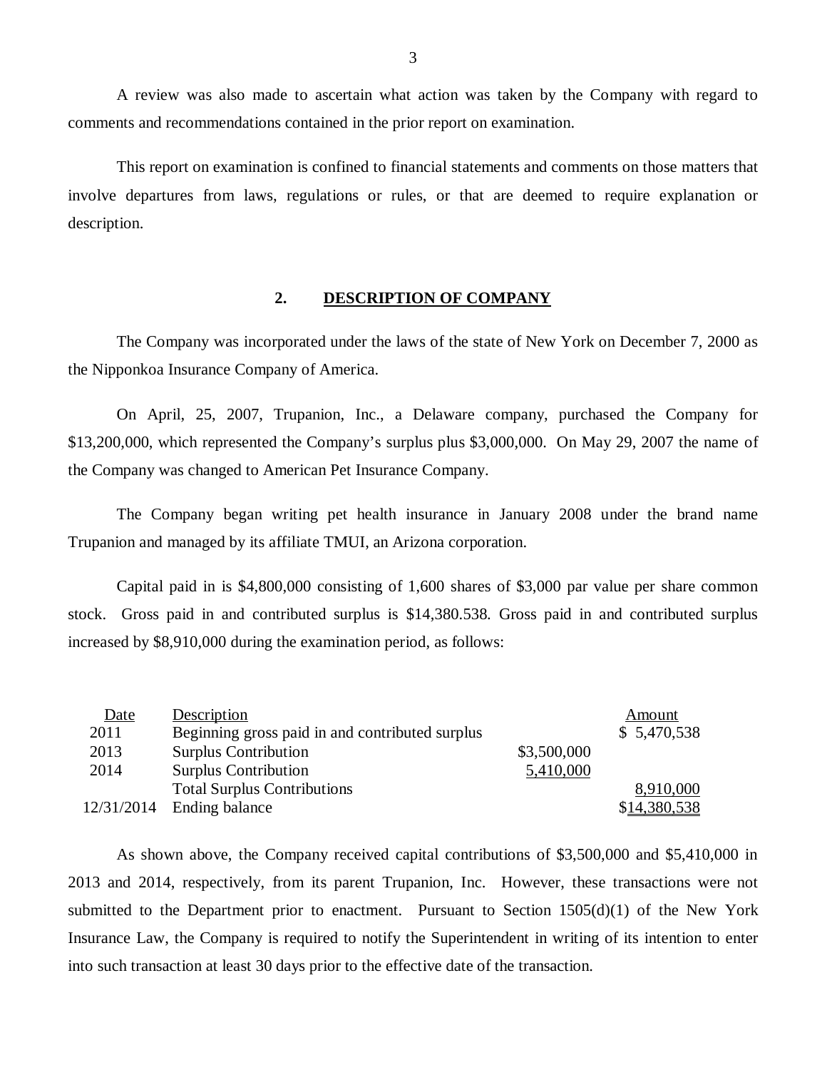A review was also made to ascertain what action was taken by the Company with regard to comments and recommendations contained in the prior report on examination.

This report on examination is confined to financial statements and comments on those matters that involve departures from laws, regulations or rules, or that are deemed to require explanation or description.

## 2. DESCRIPTION OF COMPANY

The Company was incorporated under the laws of the state of New York on December 7, 2000 as the Nipponkoa Insurance Company of America.

On April, 25, 2007, Trupanion, Inc., a Delaware company, purchased the Company for $13,200,000, which represented the Company's surplus plus $3,000,000. On May 29, 2007 the name of the Company was changed to American Pet Insurance Company.

The Company began writing pet health insurance in January 2008 under the brand name Trupanion and managed by its affiliate TMUI, an Arizona corporation.

Capital paid in is $4,800,000 consisting of 1,600 shares of $3,000 par value per share common stock. Gross paid in and contributed surplus is $14,380.538. Gross paid in and contributed surplus increased by $8,910,000 during the examination period, as follows:

| Date | Description | | Amount |
|---|---|---|---|
| 2011 | Beginning gross paid in and contributed surplus | | $ 5,470,538 |
| 2013 | Surplus Contribution | $3,500,000 | |
| 2014 | Surplus Contribution | 5,410,000 | |
| | Total Surplus Contributions | | 8,910,000 |
| 12/31/2014 | Ending balance | | $14,380,538 |

As shown above, the Company received capital contributions of $3,500,000 and $5,410,000 in 2013 and 2014, respectively, from its parent Trupanion, Inc. However, these transactions were not submitted to the Department prior to enactment. Pursuant to Section 1505(d)(1) of the New York Insurance Law, the Company is required to notify the Superintendent in writing of its intention to enter into such transaction at least 30 days prior to the effective date of the transaction.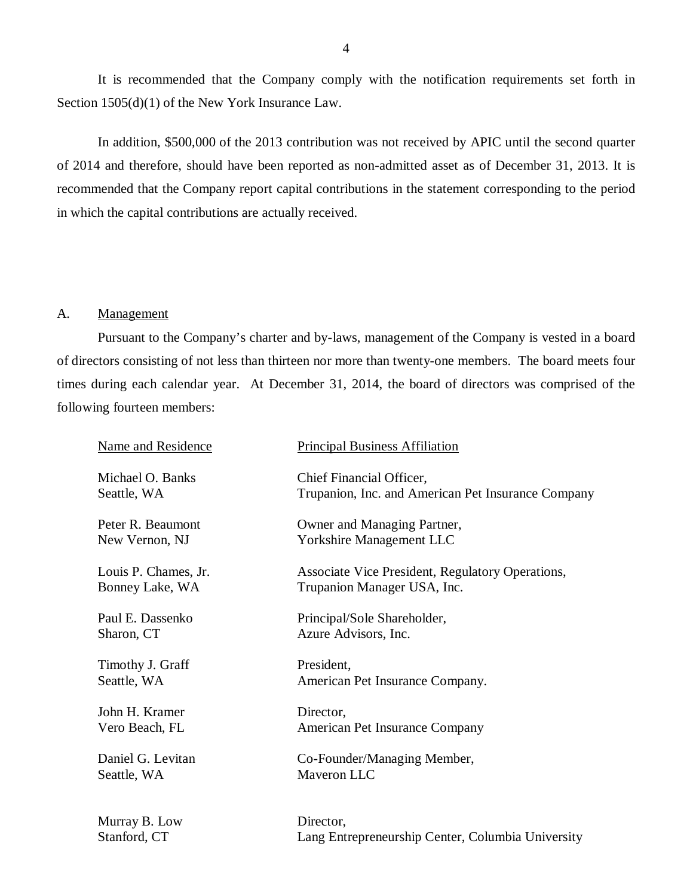It is recommended that the Company comply with the notification requirements set forth in Section 1505(d)(1) of the New York Insurance Law.

In addition, $500,000 of the 2013 contribution was not received by APIC until the second quarter of 2014 and therefore, should have been reported as non-admitted asset as of December 31, 2013. It is recommended that the Company report capital contributions in the statement corresponding to the period in which the capital contributions are actually received.

## A. Management

Pursuant to the Company's charter and by-laws, management of the Company is vested in a board of directors consisting of not less than thirteen nor more than twenty-one members. The board meets four times during each calendar year. At December 31, 2014, the board of directors was comprised of the following fourteen members:

| Name and Residence | Principal Business Affiliation |
|---|---|
| Michael O. Banks<br>Seattle, WA | Chief Financial Officer,<br>Trupanion, Inc. and American Pet Insurance Company |
| Peter R. Beaumont<br>New Vernon, NJ | Owner and Managing Partner,<br>Yorkshire Management LLC |
| Louis P. Chames, Jr.<br>Bonney Lake, WA | Associate Vice President, Regulatory Operations,<br>Trupanion Manager USA, Inc. |
| Paul E. Dassenko<br>Sharon, CT | Principal/Sole Shareholder,<br>Azure Advisors, Inc. |
| Timothy J. Graff<br>Seattle, WA | President,<br>American Pet Insurance Company. |
| John H. Kramer<br>Vero Beach, FL | Director,<br>American Pet Insurance Company |
| Daniel G. Levitan<br>Seattle, WA | Co-Founder/Managing Member,<br>Maveron LLC |
| Murray B. Low<br>Stanford, CT | Director,<br>Lang Entrepreneurship Center, Columbia University |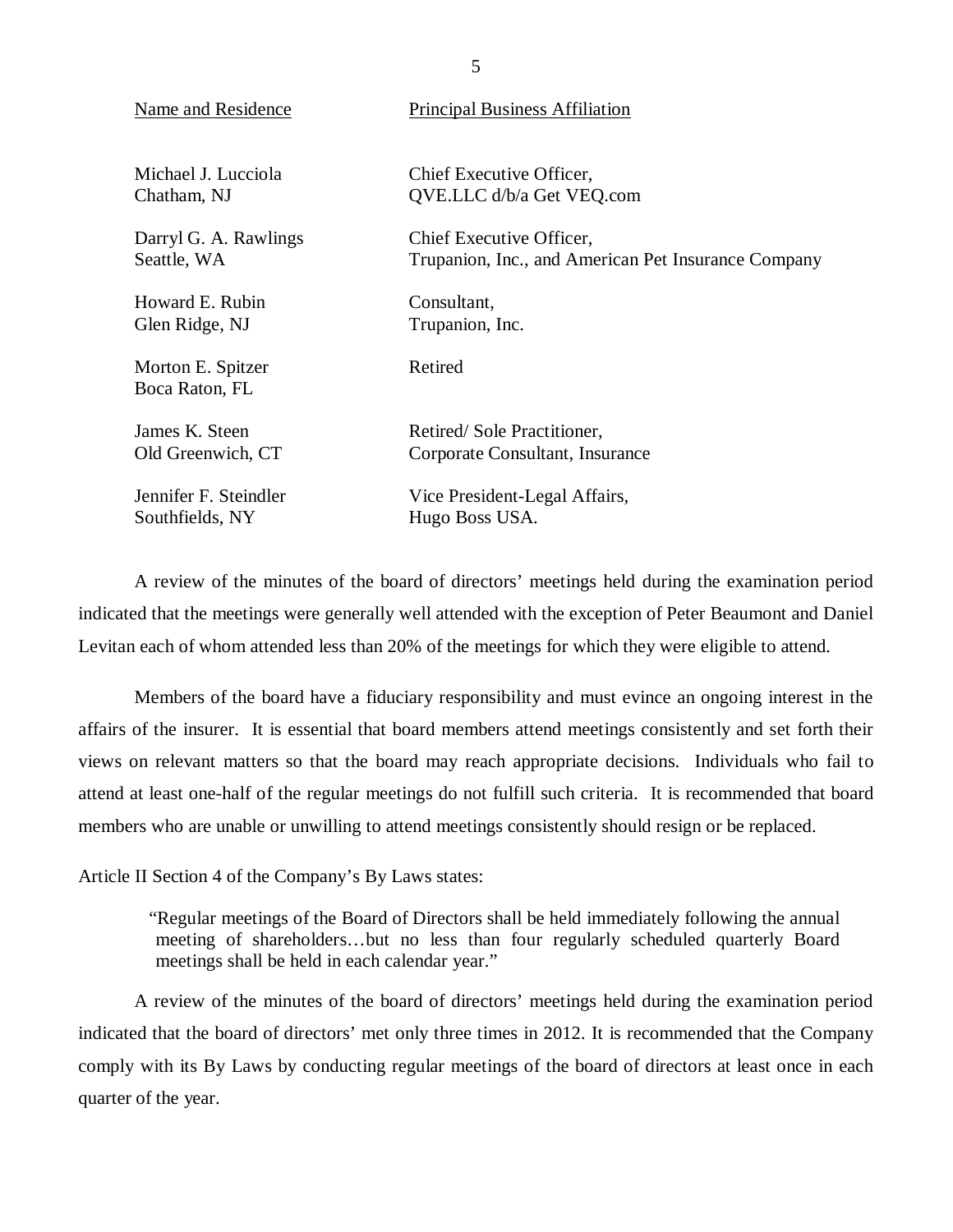| Name and Residence | Principal Business Affiliation |
| --- | --- |
| Michael J. Lucciola<br>Chatham, NJ | Chief Executive Officer,<br>QVE.LLC d/b/a Get VEQ.com |
| Darryl G. A. Rawlings<br>Seattle, WA | Chief Executive Officer,<br>Trupanion, Inc., and American Pet Insurance Company |
| Howard E. Rubin<br>Glen Ridge, NJ | Consultant,<br>Trupanion, Inc. |
| Morton E. Spitzer<br>Boca Raton, FL | Retired |
| James K. Steen<br>Old Greenwich, CT | Retired/ Sole Practitioner,<br>Corporate Consultant, Insurance |
| Jennifer F. Steindler<br>Southfields, NY | Vice President-Legal Affairs,<br>Hugo Boss USA. |

A review of the minutes of the board of directors' meetings held during the examination period indicated that the meetings were generally well attended with the exception of Peter Beaumont and Daniel Levitan each of whom attended less than 20% of the meetings for which they were eligible to attend.

Members of the board have a fiduciary responsibility and must evince an ongoing interest in the affairs of the insurer. It is essential that board members attend meetings consistently and set forth their views on relevant matters so that the board may reach appropriate decisions. Individuals who fail to attend at least one-half of the regular meetings do not fulfill such criteria. It is recommended that board members who are unable or unwilling to attend meetings consistently should resign or be replaced.

Article II Section 4 of the Company's By Laws states:

> "Regular meetings of the Board of Directors shall be held immediately following the annual meeting of shareholders…but no less than four regularly scheduled quarterly Board meetings shall be held in each calendar year."

A review of the minutes of the board of directors' meetings held during the examination period indicated that the board of directors' met only three times in 2012. It is recommended that the Company comply with its By Laws by conducting regular meetings of the board of directors at least once in each quarter of the year.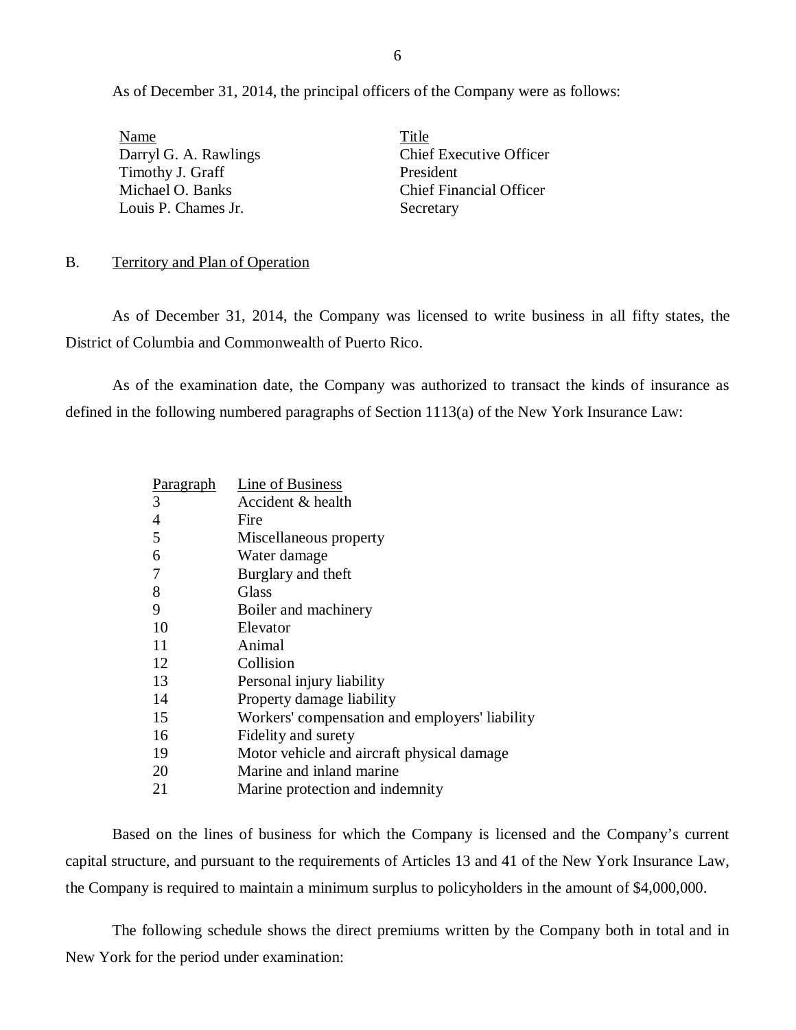As of December 31, 2014, the principal officers of the Company were as follows:

| Name | Title |
| --- | --- |
| Darryl G. A. Rawlings | Chief Executive Officer |
| Timothy J. Graff | President |
| Michael O. Banks | Chief Financial Officer |
| Louis P. Chames Jr. | Secretary |

## B. Territory and Plan of Operation

As of December 31, 2014, the Company was licensed to write business in all fifty states, the District of Columbia and Commonwealth of Puerto Rico.

As of the examination date, the Company was authorized to transact the kinds of insurance as defined in the following numbered paragraphs of Section 1113(a) of the New York Insurance Law:

| Paragraph | Line of Business |
| --- | --- |
| 3 | Accident & health |
| 4 | Fire |
| 5 | Miscellaneous property |
| 6 | Water damage |
| 7 | Burglary and theft |
| 8 | Glass |
| 9 | Boiler and machinery |
| 10 | Elevator |
| 11 | Animal |
| 12 | Collision |
| 13 | Personal injury liability |
| 14 | Property damage liability |
| 15 | Workers' compensation and employers' liability |
| 16 | Fidelity and surety |
| 19 | Motor vehicle and aircraft physical damage |
| 20 | Marine and inland marine |
| 21 | Marine protection and indemnity |

Based on the lines of business for which the Company is licensed and the Company's current capital structure, and pursuant to the requirements of Articles 13 and 41 of the New York Insurance Law, the Company is required to maintain a minimum surplus to policyholders in the amount of $4,000,000.

The following schedule shows the direct premiums written by the Company both in total and in New York for the period under examination: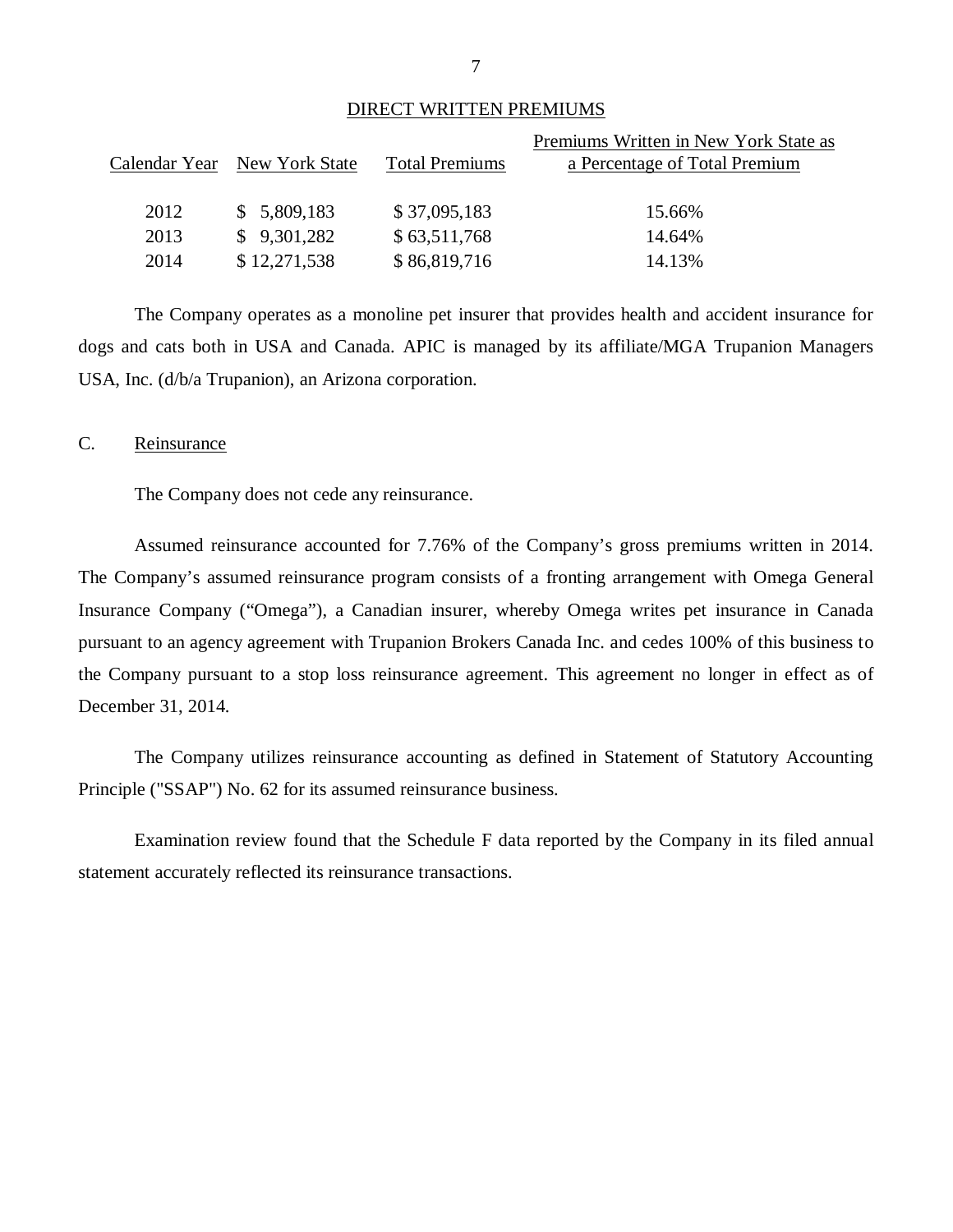DIRECT WRITTEN PREMIUMS

| Calendar Year | New York State | Total Premiums | Premiums Written in New York State as a Percentage of Total Premium |
|---|---|---|---|
| 2012 | $ 5,809,183 | $ 37,095,183 | 15.66% |
| 2013 | $ 9,301,282 | $ 63,511,768 | 14.64% |
| 2014 | $ 12,271,538 | $ 86,819,716 | 14.13% |

The Company operates as a monoline pet insurer that provides health and accident insurance for dogs and cats both in USA and Canada. APIC is managed by its affiliate/MGA Trupanion Managers USA, Inc. (d/b/a Trupanion), an Arizona corporation.

## C. Reinsurance

The Company does not cede any reinsurance.

Assumed reinsurance accounted for 7.76% of the Company's gross premiums written in 2014. The Company's assumed reinsurance program consists of a fronting arrangement with Omega General Insurance Company ("Omega"), a Canadian insurer, whereby Omega writes pet insurance in Canada pursuant to an agency agreement with Trupanion Brokers Canada Inc. and cedes 100% of this business to the Company pursuant to a stop loss reinsurance agreement. This agreement no longer in effect as of December 31, 2014.

The Company utilizes reinsurance accounting as defined in Statement of Statutory Accounting Principle ("SSAP") No. 62 for its assumed reinsurance business.

Examination review found that the Schedule F data reported by the Company in its filed annual statement accurately reflected its reinsurance transactions.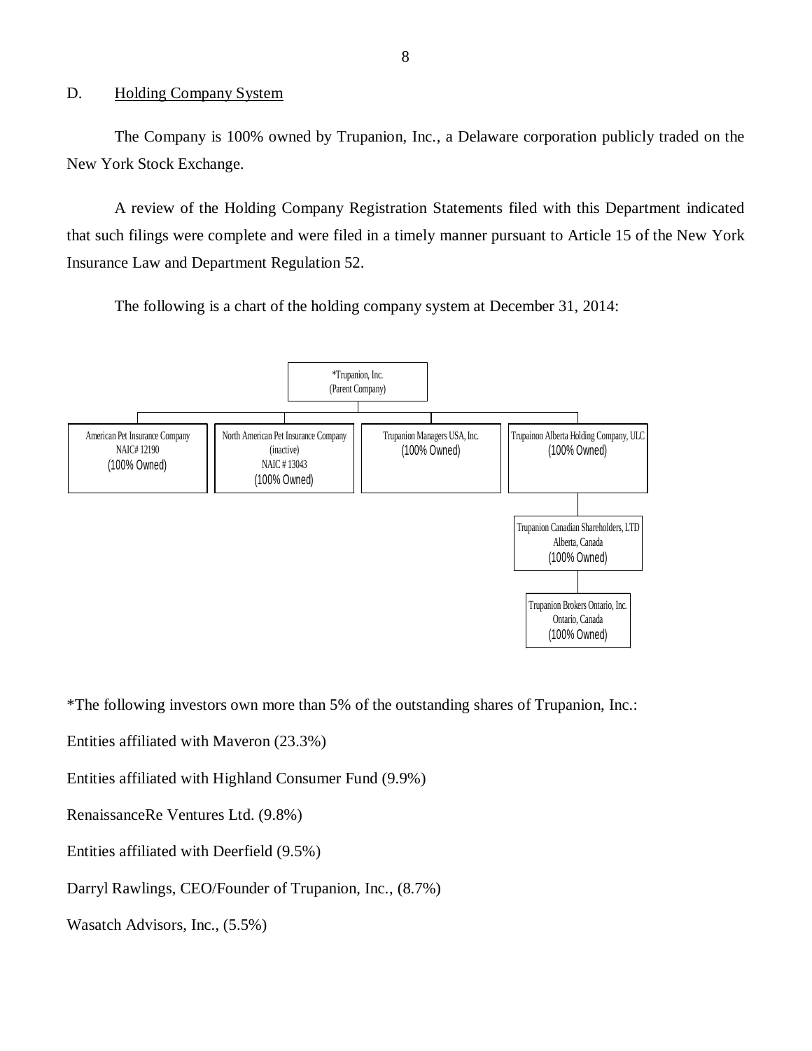## D. Holding Company System

The Company is 100% owned by Trupanion, Inc., a Delaware corporation publicly traded on the New York Stock Exchange.

A review of the Holding Company Registration Statements filed with this Department indicated that such filings were complete and were filed in a timely manner pursuant to Article 15 of the New York Insurance Law and Department Regulation 52.

The following is a chart of the holding company system at December 31, 2014:

- *Trupanion, Inc. (Parent Company)
  - American Pet Insurance Company, NAIC# 12190 (100% Owned)
  - North American Pet Insurance Company (inactive), NAIC # 13043 (100% Owned)
  - Trupanion Managers USA, Inc. (100% Owned)
  - Trupainon Alberta Holding Company, ULC (100% Owned)
    - Trupanion Canadian Shareholders, LTD, Alberta, Canada (100% Owned)
      - Trupanion Brokers Ontario, Inc., Ontario, Canada (100% Owned)

*The following investors own more than 5% of the outstanding shares of Trupanion, Inc.:

Entities affiliated with Maveron (23.3%)

Entities affiliated with Highland Consumer Fund (9.9%)

RenaissanceRe Ventures Ltd. (9.8%)

Entities affiliated with Deerfield (9.5%)

Darryl Rawlings, CEO/Founder of Trupanion, Inc., (8.7%)

Wasatch Advisors, Inc., (5.5%)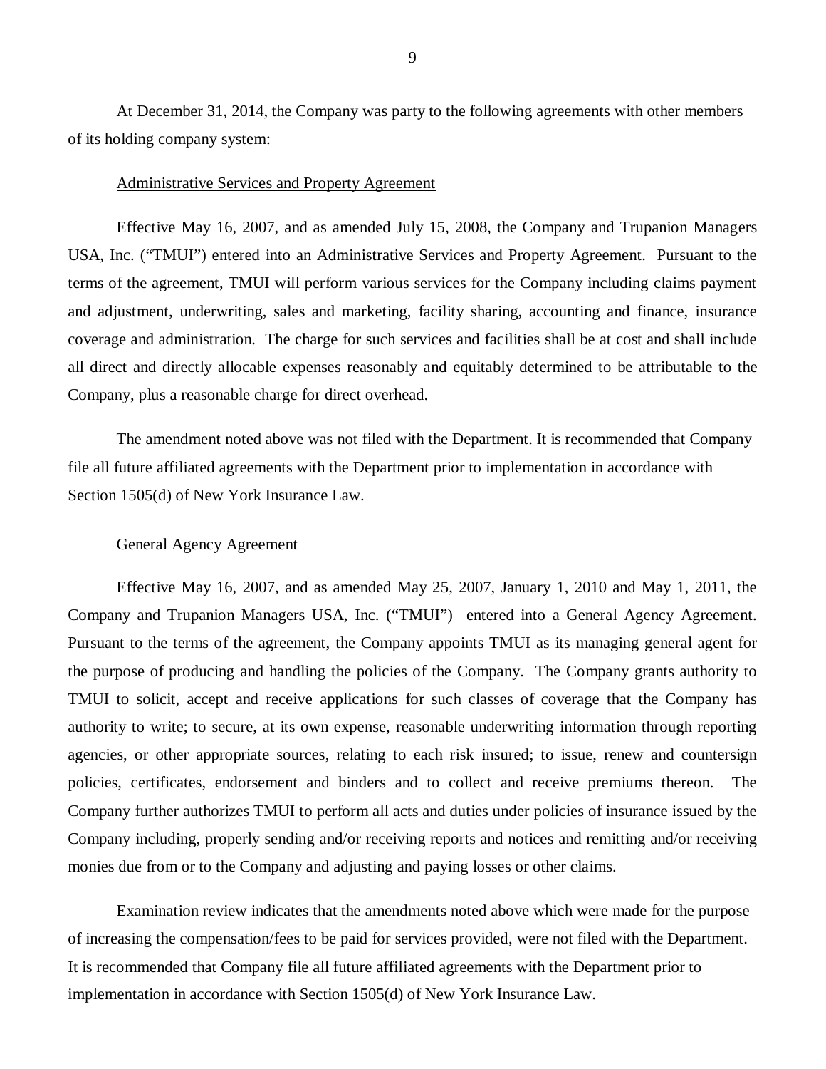At December 31, 2014, the Company was party to the following agreements with other members of its holding company system:

Administrative Services and Property Agreement

Effective May 16, 2007, and as amended July 15, 2008, the Company and Trupanion Managers USA, Inc. ("TMUI") entered into an Administrative Services and Property Agreement. Pursuant to the terms of the agreement, TMUI will perform various services for the Company including claims payment and adjustment, underwriting, sales and marketing, facility sharing, accounting and finance, insurance coverage and administration. The charge for such services and facilities shall be at cost and shall include all direct and directly allocable expenses reasonably and equitably determined to be attributable to the Company, plus a reasonable charge for direct overhead.

The amendment noted above was not filed with the Department. It is recommended that Company file all future affiliated agreements with the Department prior to implementation in accordance with Section 1505(d) of New York Insurance Law.

General Agency Agreement

Effective May 16, 2007, and as amended May 25, 2007, January 1, 2010 and May 1, 2011, the Company and Trupanion Managers USA, Inc. ("TMUI") entered into a General Agency Agreement. Pursuant to the terms of the agreement, the Company appoints TMUI as its managing general agent for the purpose of producing and handling the policies of the Company. The Company grants authority to TMUI to solicit, accept and receive applications for such classes of coverage that the Company has authority to write; to secure, at its own expense, reasonable underwriting information through reporting agencies, or other appropriate sources, relating to each risk insured; to issue, renew and countersign policies, certificates, endorsement and binders and to collect and receive premiums thereon. The Company further authorizes TMUI to perform all acts and duties under policies of insurance issued by the Company including, properly sending and/or receiving reports and notices and remitting and/or receiving monies due from or to the Company and adjusting and paying losses or other claims.

Examination review indicates that the amendments noted above which were made for the purpose of increasing the compensation/fees to be paid for services provided, were not filed with the Department. It is recommended that Company file all future affiliated agreements with the Department prior to implementation in accordance with Section 1505(d) of New York Insurance Law.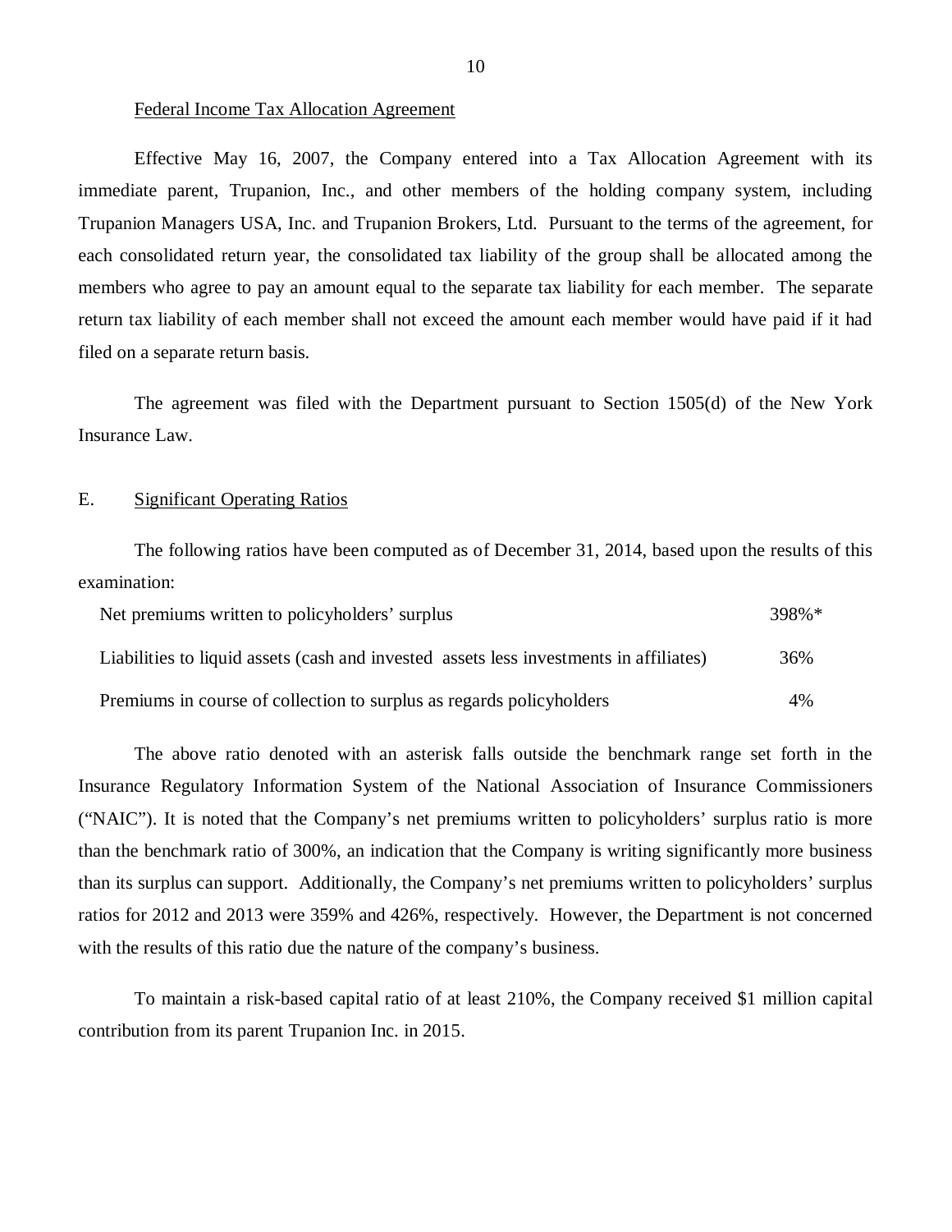Federal Income Tax Allocation Agreement

Effective May 16, 2007, the Company entered into a Tax Allocation Agreement with its immediate parent, Trupanion, Inc., and other members of the holding company system, including Trupanion Managers USA, Inc. and Trupanion Brokers, Ltd. Pursuant to the terms of the agreement, for each consolidated return year, the consolidated tax liability of the group shall be allocated among the members who agree to pay an amount equal to the separate tax liability for each member. The separate return tax liability of each member shall not exceed the amount each member would have paid if it had filed on a separate return basis.

The agreement was filed with the Department pursuant to Section 1505(d) of the New York Insurance Law.

## E. Significant Operating Ratios

The following ratios have been computed as of December 31, 2014, based upon the results of this examination:

| | |
|---|---|
| Net premiums written to policyholders' surplus | 398%* |
| Liabilities to liquid assets (cash and invested assets less investments in affiliates) | 36% |
| Premiums in course of collection to surplus as regards policyholders | 4% |

The above ratio denoted with an asterisk falls outside the benchmark range set forth in the Insurance Regulatory Information System of the National Association of Insurance Commissioners ("NAIC"). It is noted that the Company's net premiums written to policyholders' surplus ratio is more than the benchmark ratio of 300%, an indication that the Company is writing significantly more business than its surplus can support. Additionally, the Company's net premiums written to policyholders' surplus ratios for 2012 and 2013 were 359% and 426%, respectively. However, the Department is not concerned with the results of this ratio due the nature of the company's business.

To maintain a risk-based capital ratio of at least 210%, the Company received $1 million capital contribution from its parent Trupanion Inc. in 2015.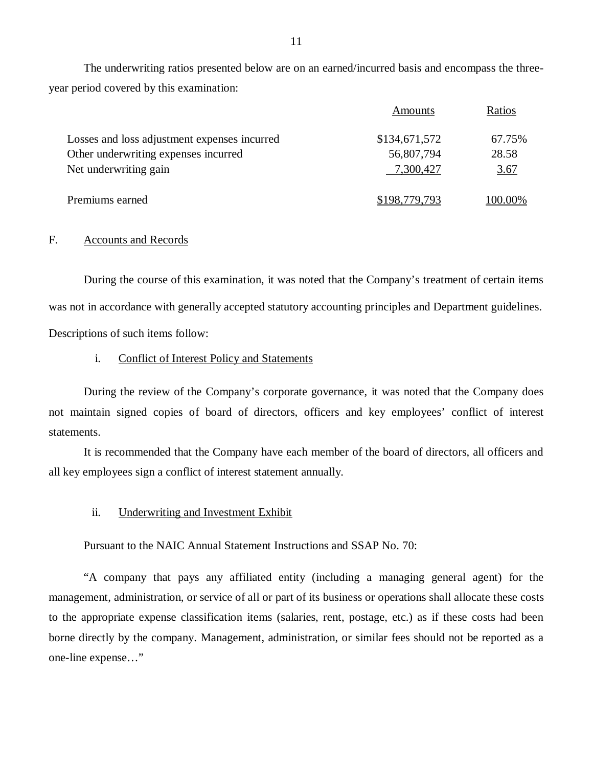The underwriting ratios presented below are on an earned/incurred basis and encompass the three-year period covered by this examination:

| | Amounts | Ratios |
|---|---|---|
| Losses and loss adjustment expenses incurred | $134,671,572 | 67.75% |
| Other underwriting expenses incurred | 56,807,794 | 28.58 |
| Net underwriting gain | 7,300,427 | 3.67 |
| Premiums earned | $198,779,793 | 100.00% |

## F. Accounts and Records

During the course of this examination, it was noted that the Company's treatment of certain items was not in accordance with generally accepted statutory accounting principles and Department guidelines. Descriptions of such items follow:

### i. Conflict of Interest Policy and Statements

During the review of the Company's corporate governance, it was noted that the Company does not maintain signed copies of board of directors, officers and key employees' conflict of interest statements.

It is recommended that the Company have each member of the board of directors, all officers and all key employees sign a conflict of interest statement annually.

### ii. Underwriting and Investment Exhibit

Pursuant to the NAIC Annual Statement Instructions and SSAP No. 70:

"A company that pays any affiliated entity (including a managing general agent) for the management, administration, or service of all or part of its business or operations shall allocate these costs to the appropriate expense classification items (salaries, rent, postage, etc.) as if these costs had been borne directly by the company. Management, administration, or similar fees should not be reported as a one-line expense…"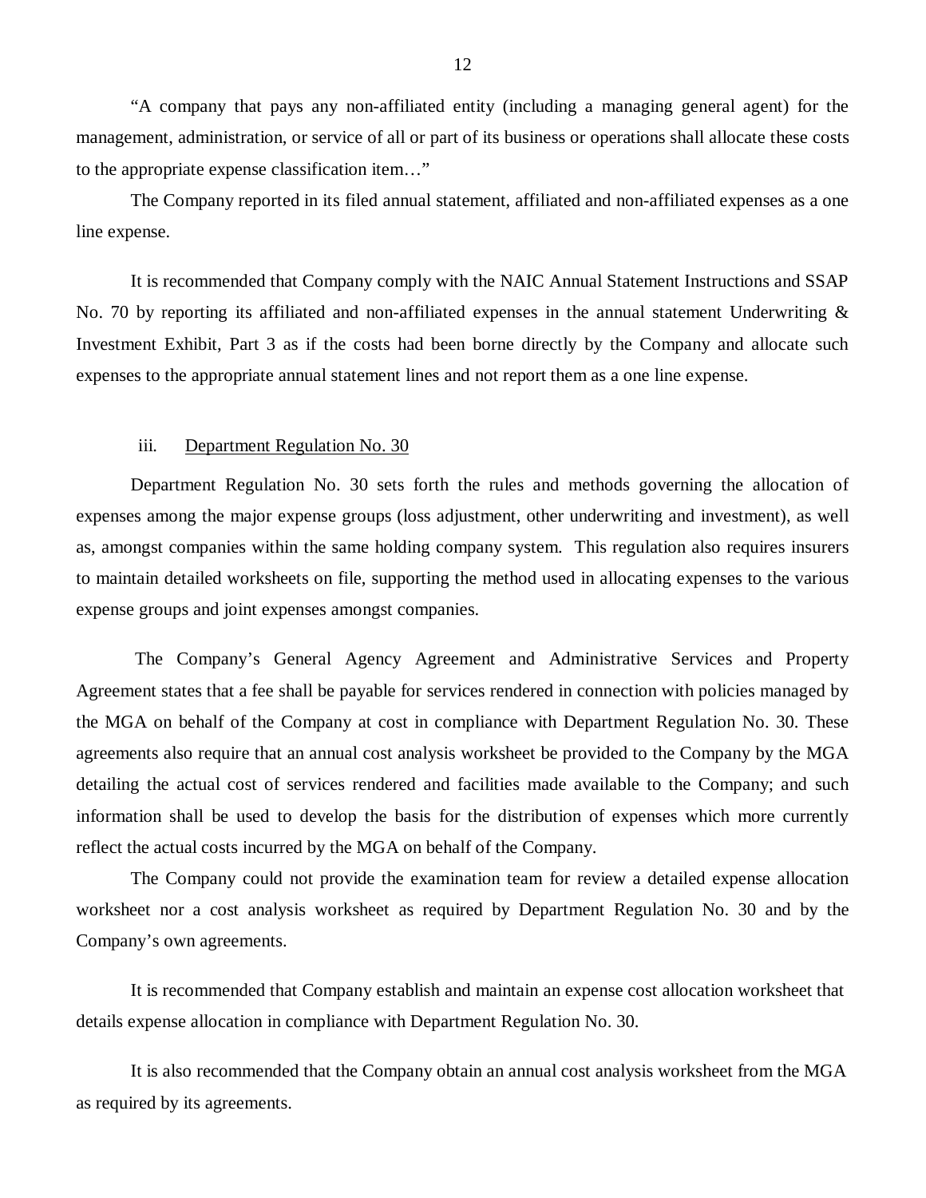"A company that pays any non-affiliated entity (including a managing general agent) for the management, administration, or service of all or part of its business or operations shall allocate these costs to the appropriate expense classification item…"

The Company reported in its filed annual statement, affiliated and non-affiliated expenses as a one line expense.

It is recommended that Company comply with the NAIC Annual Statement Instructions and SSAP No. 70 by reporting its affiliated and non-affiliated expenses in the annual statement Underwriting & Investment Exhibit, Part 3 as if the costs had been borne directly by the Company and allocate such expenses to the appropriate annual statement lines and not report them as a one line expense.

iii. Department Regulation No. 30

Department Regulation No. 30 sets forth the rules and methods governing the allocation of expenses among the major expense groups (loss adjustment, other underwriting and investment), as well as, amongst companies within the same holding company system. This regulation also requires insurers to maintain detailed worksheets on file, supporting the method used in allocating expenses to the various expense groups and joint expenses amongst companies.

The Company's General Agency Agreement and Administrative Services and Property Agreement states that a fee shall be payable for services rendered in connection with policies managed by the MGA on behalf of the Company at cost in compliance with Department Regulation No. 30. These agreements also require that an annual cost analysis worksheet be provided to the Company by the MGA detailing the actual cost of services rendered and facilities made available to the Company; and such information shall be used to develop the basis for the distribution of expenses which more currently reflect the actual costs incurred by the MGA on behalf of the Company.

The Company could not provide the examination team for review a detailed expense allocation worksheet nor a cost analysis worksheet as required by Department Regulation No. 30 and by the Company's own agreements.

It is recommended that Company establish and maintain an expense cost allocation worksheet that details expense allocation in compliance with Department Regulation No. 30.

It is also recommended that the Company obtain an annual cost analysis worksheet from the MGA as required by its agreements.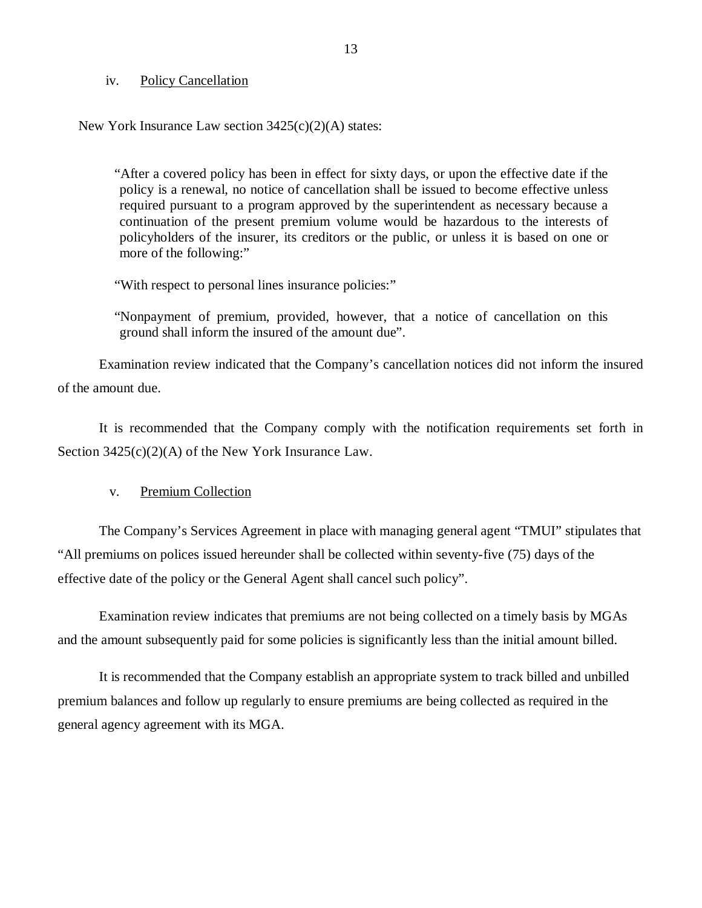iv. Policy Cancellation

New York Insurance Law section 3425(c)(2)(A) states:

> "After a covered policy has been in effect for sixty days, or upon the effective date if the policy is a renewal, no notice of cancellation shall be issued to become effective unless required pursuant to a program approved by the superintendent as necessary because a continuation of the present premium volume would be hazardous to the interests of policyholders of the insurer, its creditors or the public, or unless it is based on one or more of the following:"
>
> "With respect to personal lines insurance policies:"
>
> "Nonpayment of premium, provided, however, that a notice of cancellation on this ground shall inform the insured of the amount due".

Examination review indicated that the Company's cancellation notices did not inform the insured of the amount due.

It is recommended that the Company comply with the notification requirements set forth in Section 3425(c)(2)(A) of the New York Insurance Law.

v. Premium Collection

The Company's Services Agreement in place with managing general agent "TMUI" stipulates that "All premiums on polices issued hereunder shall be collected within seventy-five (75) days of the effective date of the policy or the General Agent shall cancel such policy".

Examination review indicates that premiums are not being collected on a timely basis by MGAs and the amount subsequently paid for some policies is significantly less than the initial amount billed.

It is recommended that the Company establish an appropriate system to track billed and unbilled premium balances and follow up regularly to ensure premiums are being collected as required in the general agency agreement with its MGA.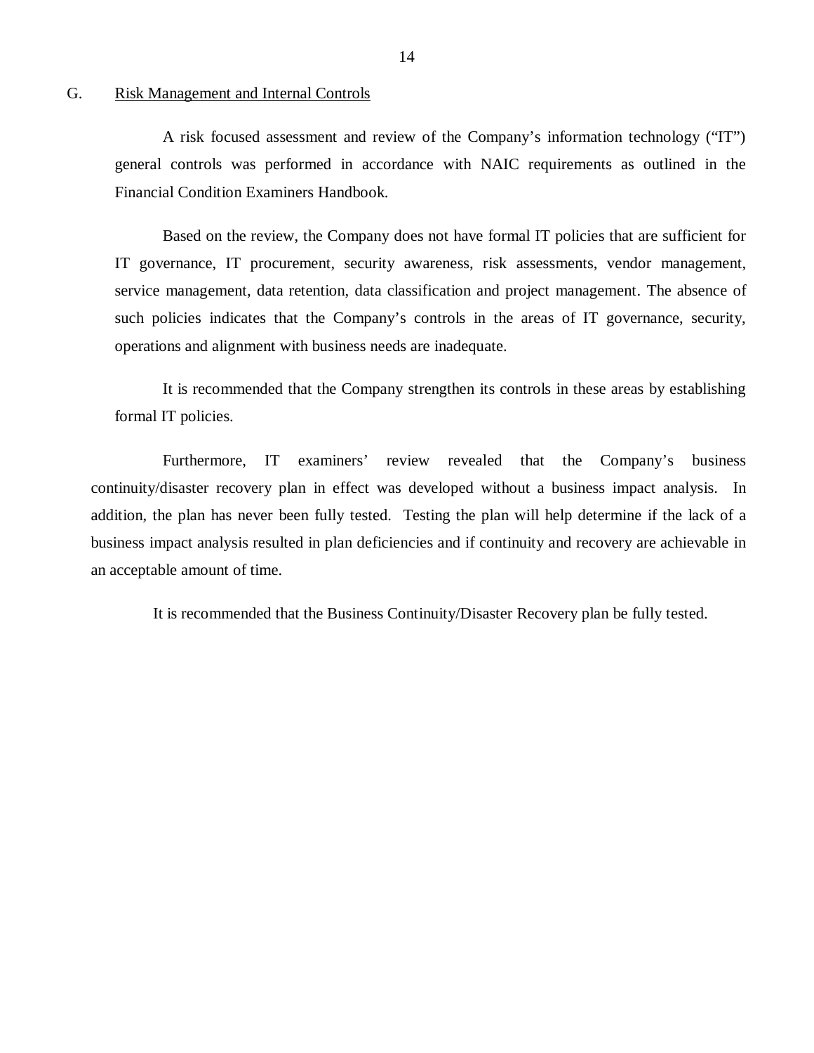## G. Risk Management and Internal Controls

A risk focused assessment and review of the Company's information technology ("IT") general controls was performed in accordance with NAIC requirements as outlined in the Financial Condition Examiners Handbook.

Based on the review, the Company does not have formal IT policies that are sufficient for IT governance, IT procurement, security awareness, risk assessments, vendor management, service management, data retention, data classification and project management. The absence of such policies indicates that the Company's controls in the areas of IT governance, security, operations and alignment with business needs are inadequate.

It is recommended that the Company strengthen its controls in these areas by establishing formal IT policies.

Furthermore, IT examiners' review revealed that the Company's business continuity/disaster recovery plan in effect was developed without a business impact analysis. In addition, the plan has never been fully tested. Testing the plan will help determine if the lack of a business impact analysis resulted in plan deficiencies and if continuity and recovery are achievable in an acceptable amount of time.

It is recommended that the Business Continuity/Disaster Recovery plan be fully tested.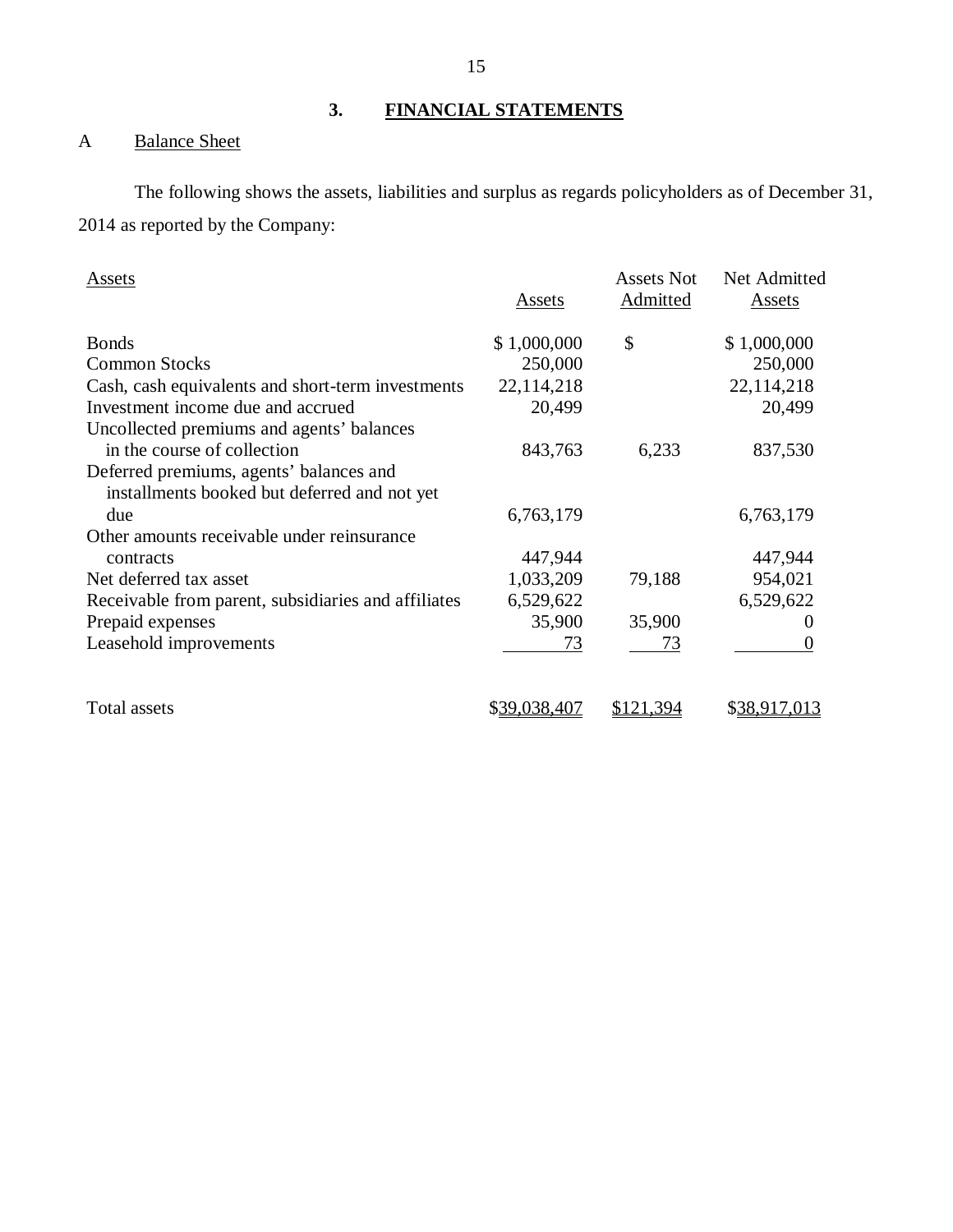## 3. FINANCIAL STATEMENTS

### A Balance Sheet

The following shows the assets, liabilities and surplus as regards policyholders as of December 31, 2014 as reported by the Company:

| Assets | Assets | Assets Not Admitted | Net Admitted Assets |
|---|---|---|---|
| Bonds | $ 1,000,000 | $ | $ 1,000,000 |
| Common Stocks | 250,000 | | 250,000 |
| Cash, cash equivalents and short-term investments | 22,114,218 | | 22,114,218 |
| Investment income due and accrued | 20,499 | | 20,499 |
| Uncollected premiums and agents' balances in the course of collection | 843,763 | 6,233 | 837,530 |
| Deferred premiums, agents' balances and installments booked but deferred and not yet due | 6,763,179 | | 6,763,179 |
| Other amounts receivable under reinsurance contracts | 447,944 | | 447,944 |
| Net deferred tax asset | 1,033,209 | 79,188 | 954,021 |
| Receivable from parent, subsidiaries and affiliates | 6,529,622 | | 6,529,622 |
| Prepaid expenses | 35,900 | 35,900 | 0 |
| Leasehold improvements | 73 | 73 | 0 |
| Total assets | $39,038,407 | $121,394 | $38,917,013 |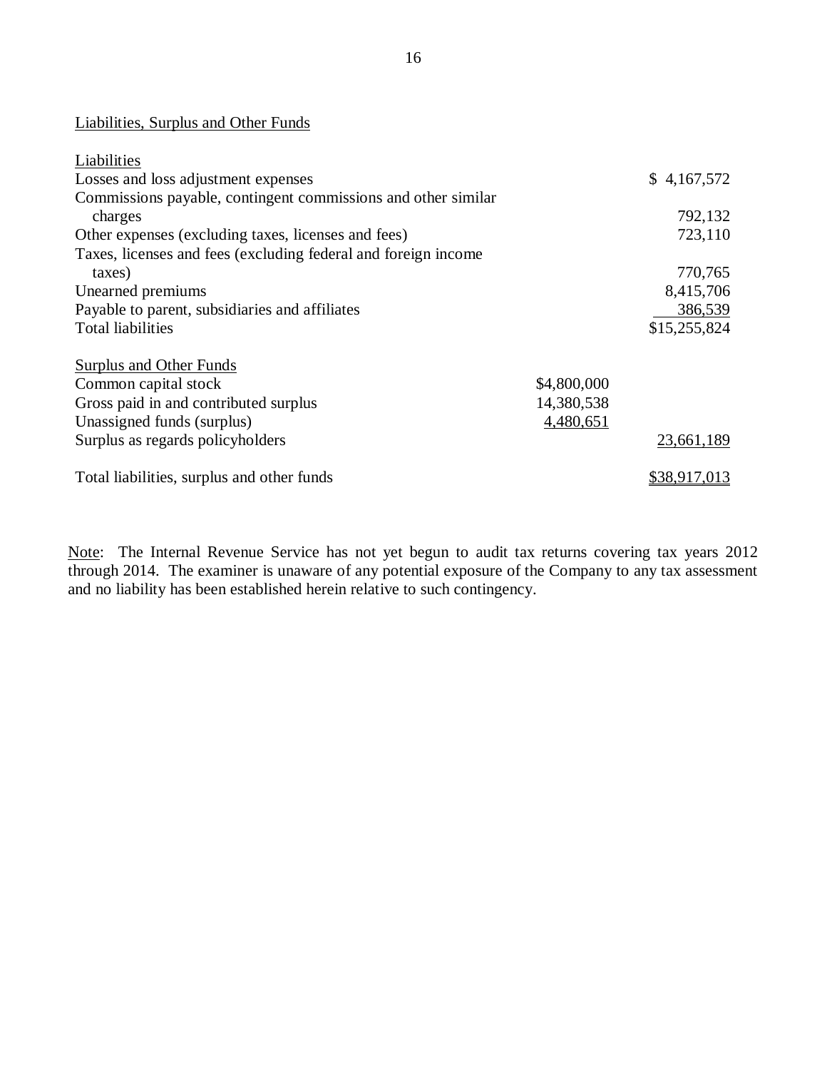Liabilities, Surplus and Other Funds

| | | |
|---|---|---|
| Liabilities | | |
| Losses and loss adjustment expenses | | $ 4,167,572 |
| Commissions payable, contingent commissions and other similar charges | | 792,132 |
| Other expenses (excluding taxes, licenses and fees) | | 723,110 |
| Taxes, licenses and fees (excluding federal and foreign income taxes) | | 770,765 |
| Unearned premiums | | 8,415,706 |
| Payable to parent, subsidiaries and affiliates | | 386,539 |
| Total liabilities | | $15,255,824 |
| | | |
| Surplus and Other Funds | | |
| Common capital stock | $4,800,000 | |
| Gross paid in and contributed surplus | 14,380,538 | |
| Unassigned funds (surplus) | 4,480,651 | |
| Surplus as regards policyholders | | 23,661,189 |
| | | |
| Total liabilities, surplus and other funds | | $38,917,013 |

Note: The Internal Revenue Service has not yet begun to audit tax returns covering tax years 2012 through 2014. The examiner is unaware of any potential exposure of the Company to any tax assessment and no liability has been established herein relative to such contingency.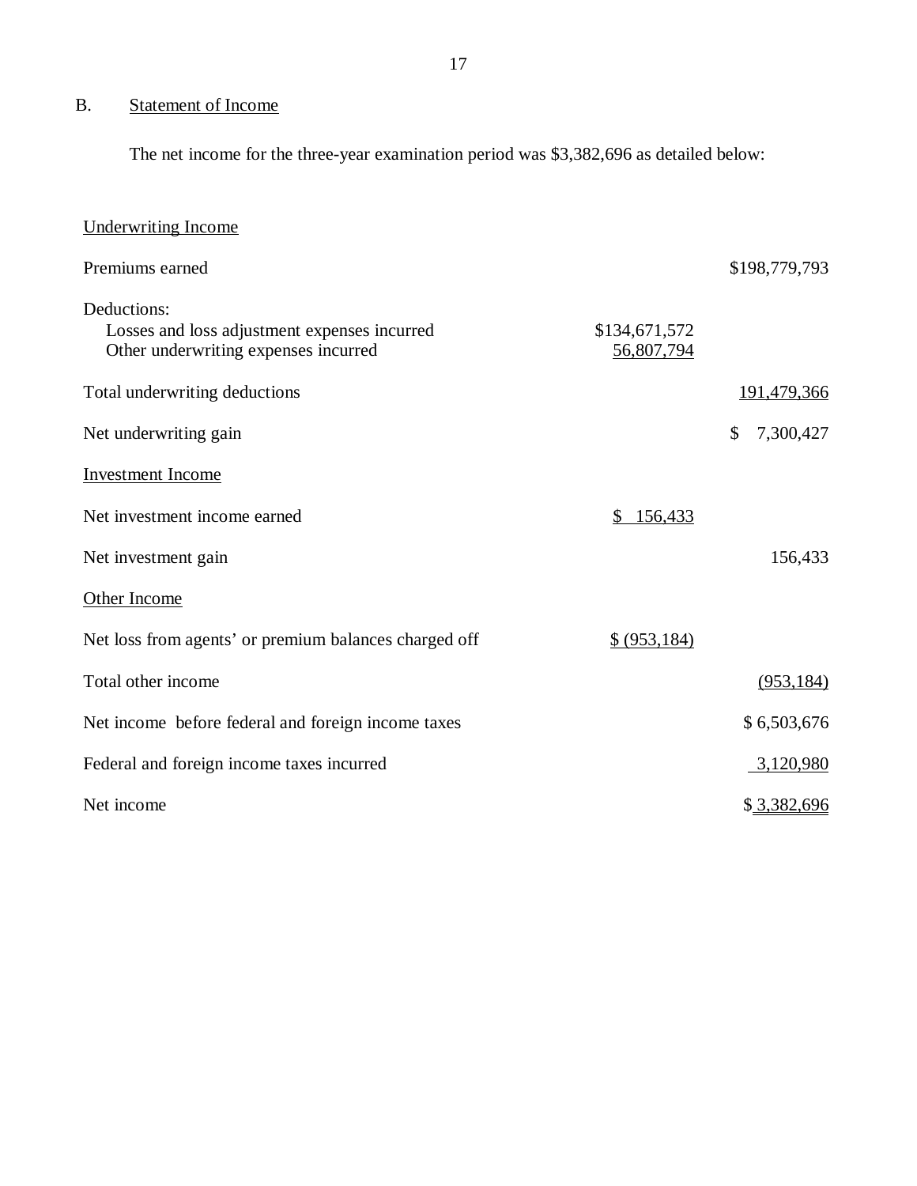## B. Statement of Income

The net income for the three-year examination period was $3,382,696 as detailed below:

| | | |
|---|---|---|
| Underwriting Income | | |
| Premiums earned | | $198,779,793 |
| Deductions: | | |
| Losses and loss adjustment expenses incurred | $134,671,572 | |
| Other underwriting expenses incurred | 56,807,794 | |
| Total underwriting deductions | | 191,479,366 |
| Net underwriting gain | | $ 7,300,427 |
| Investment Income | | |
| Net investment income earned | $ 156,433 | |
| Net investment gain | | 156,433 |
| Other Income | | |
| Net loss from agents' or premium balances charged off | $ (953,184) | |
| Total other income | | (953,184) |
| Net income before federal and foreign income taxes | | $ 6,503,676 |
| Federal and foreign income taxes incurred | | 3,120,980 |
| Net income | | $ 3,382,696 |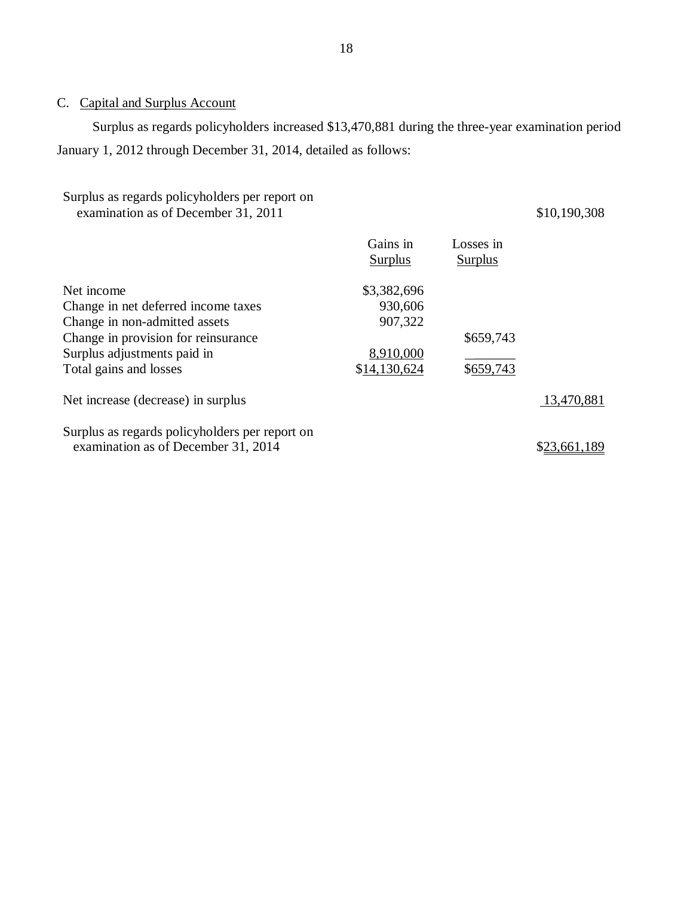C. Capital and Surplus Account

Surplus as regards policyholders increased $13,470,881 during the three-year examination period January 1, 2012 through December 31, 2014, detailed as follows:

| | Gains in Surplus | Losses in Surplus | |
|---|---|---|---|
| Surplus as regards policyholders per report on examination as of December 31, 2011 | | | $10,190,308 |
| Net income | $3,382,696 | | |
| Change in net deferred income taxes | 930,606 | | |
| Change in non-admitted assets | 907,322 | | |
| Change in provision for reinsurance | | $659,743 | |
| Surplus adjustments paid in | 8,910,000 | | |
| Total gains and losses | $14,130,624 | $659,743 | |
| Net increase (decrease) in surplus | | | 13,470,881 |
| Surplus as regards policyholders per report on examination as of December 31, 2014 | | | $23,661,189 |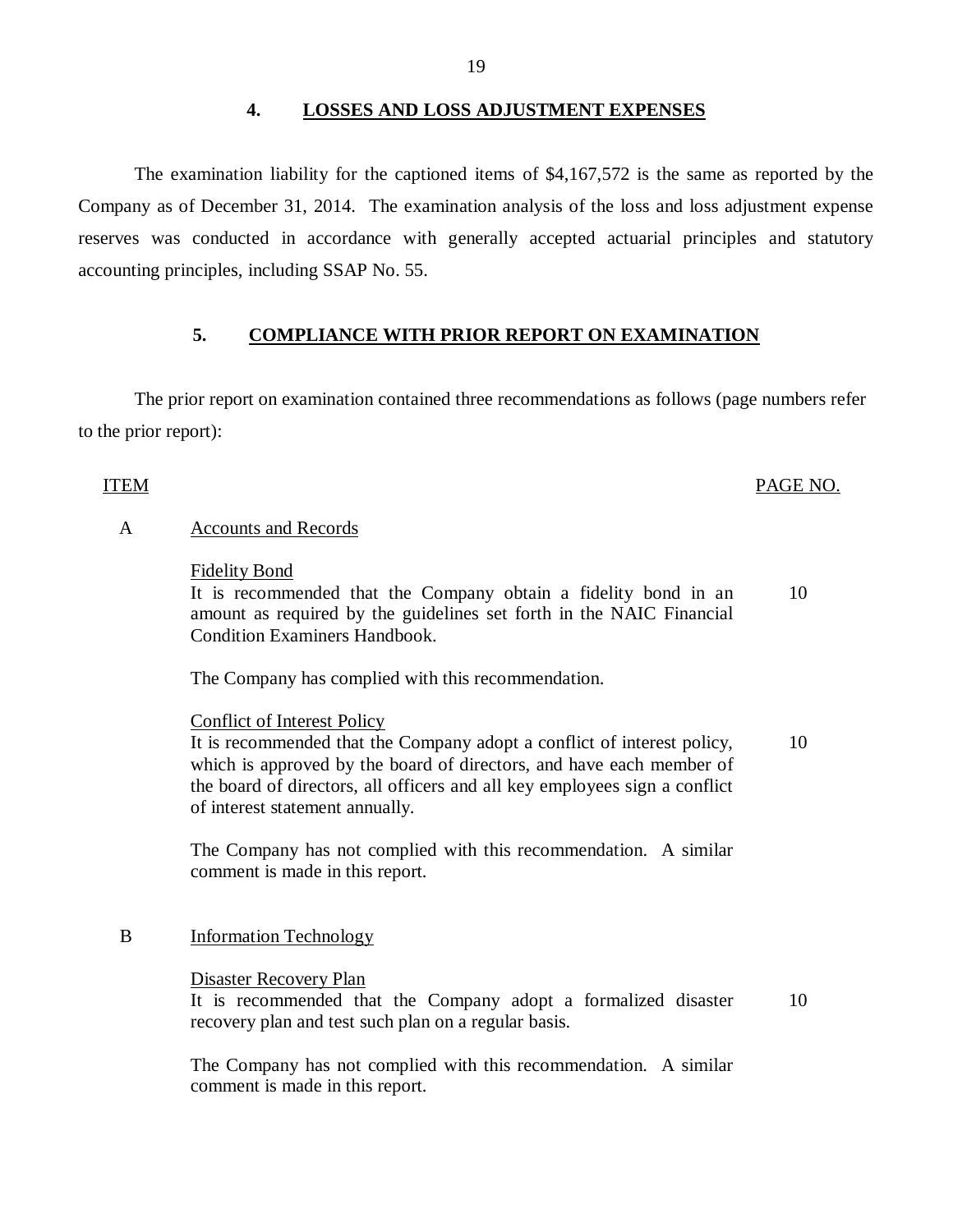## 4. LOSSES AND LOSS ADJUSTMENT EXPENSES

The examination liability for the captioned items of $4,167,572 is the same as reported by the Company as of December 31, 2014. The examination analysis of the loss and loss adjustment expense reserves was conducted in accordance with generally accepted actuarial principles and statutory accounting principles, including SSAP No. 55.

## 5. COMPLIANCE WITH PRIOR REPORT ON EXAMINATION

The prior report on examination contained three recommendations as follows (page numbers refer to the prior report):

| ITEM | | PAGE NO. |
|---|---|---|
| A | Accounts and Records | |
| | Fidelity Bond<br>It is recommended that the Company obtain a fidelity bond in an amount as required by the guidelines set forth in the NAIC Financial Condition Examiners Handbook. | 10 |
| | The Company has complied with this recommendation. | |
| | Conflict of Interest Policy<br>It is recommended that the Company adopt a conflict of interest policy, which is approved by the board of directors, and have each member of the board of directors, all officers and all key employees sign a conflict of interest statement annually. | 10 |
| | The Company has not complied with this recommendation. A similar comment is made in this report. | |
| B | Information Technology | |
| | Disaster Recovery Plan<br>It is recommended that the Company adopt a formalized disaster recovery plan and test such plan on a regular basis. | 10 |
| | The Company has not complied with this recommendation. A similar comment is made in this report. | |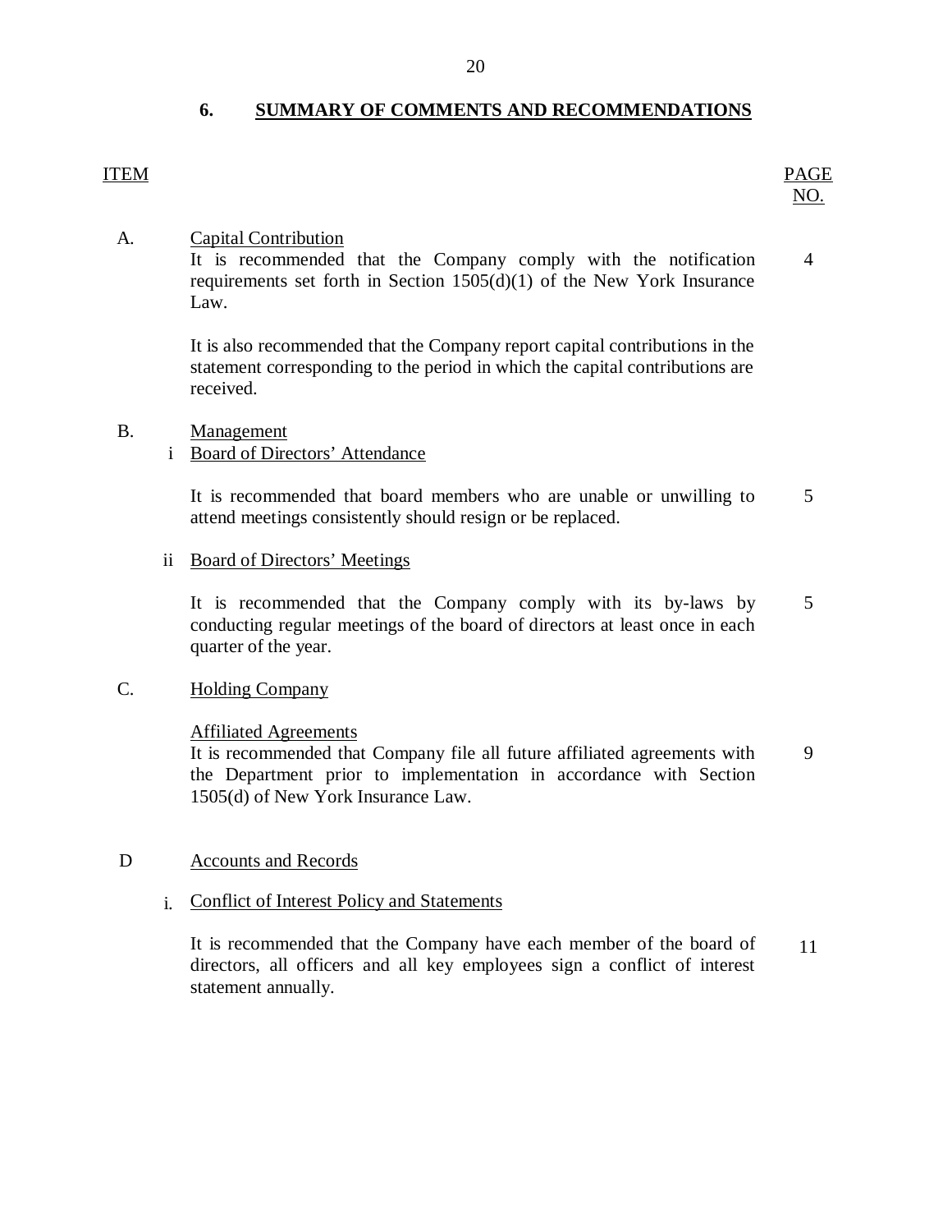## 6. SUMMARY OF COMMENTS AND RECOMMENDATIONS

| ITEM | | | PAGE NO. |
|---|---|---|---|
| A. | | Capital Contribution<br>It is recommended that the Company comply with the notification requirements set forth in Section 1505(d)(1) of the New York Insurance Law. | 4 |
| | | It is also recommended that the Company report capital contributions in the statement corresponding to the period in which the capital contributions are received. | |
| B. | | Management | |
| | i | Board of Directors' Attendance | |
| | | It is recommended that board members who are unable or unwilling to attend meetings consistently should resign or be replaced. | 5 |
| | ii | Board of Directors' Meetings | |
| | | It is recommended that the Company comply with its by-laws by conducting regular meetings of the board of directors at least once in each quarter of the year. | 5 |
| C. | | Holding Company | |
| | | Affiliated Agreements<br>It is recommended that Company file all future affiliated agreements with the Department prior to implementation in accordance with Section 1505(d) of New York Insurance Law. | 9 |
| D | | Accounts and Records | |
| | i. | Conflict of Interest Policy and Statements | |
| | | It is recommended that the Company have each member of the board of directors, all officers and all key employees sign a conflict of interest statement annually. | 11 |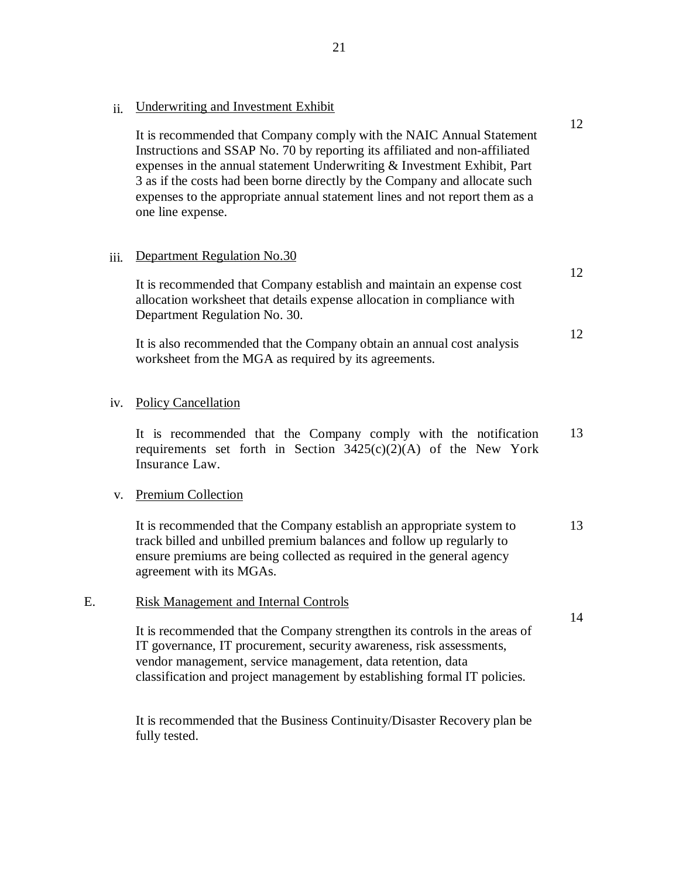ii. Underwriting and Investment Exhibit

It is recommended that Company comply with the NAIC Annual Statement Instructions and SSAP No. 70 by reporting its affiliated and non-affiliated expenses in the annual statement Underwriting & Investment Exhibit, Part 3 as if the costs had been borne directly by the Company and allocate such expenses to the appropriate annual statement lines and not report them as a one line expense. — 12

iii. Department Regulation No.30

It is recommended that Company establish and maintain an expense cost allocation worksheet that details expense allocation in compliance with Department Regulation No. 30. — 12

It is also recommended that the Company obtain an annual cost analysis worksheet from the MGA as required by its agreements. — 12

iv. Policy Cancellation

It is recommended that the Company comply with the notification requirements set forth in Section 3425(c)(2)(A) of the New York Insurance Law. — 13

v. Premium Collection

It is recommended that the Company establish an appropriate system to track billed and unbilled premium balances and follow up regularly to ensure premiums are being collected as required in the general agency agreement with its MGAs. — 13

E. Risk Management and Internal Controls

It is recommended that the Company strengthen its controls in the areas of IT governance, IT procurement, security awareness, risk assessments, vendor management, service management, data retention, data classification and project management by establishing formal IT policies. — 14

It is recommended that the Business Continuity/Disaster Recovery plan be fully tested.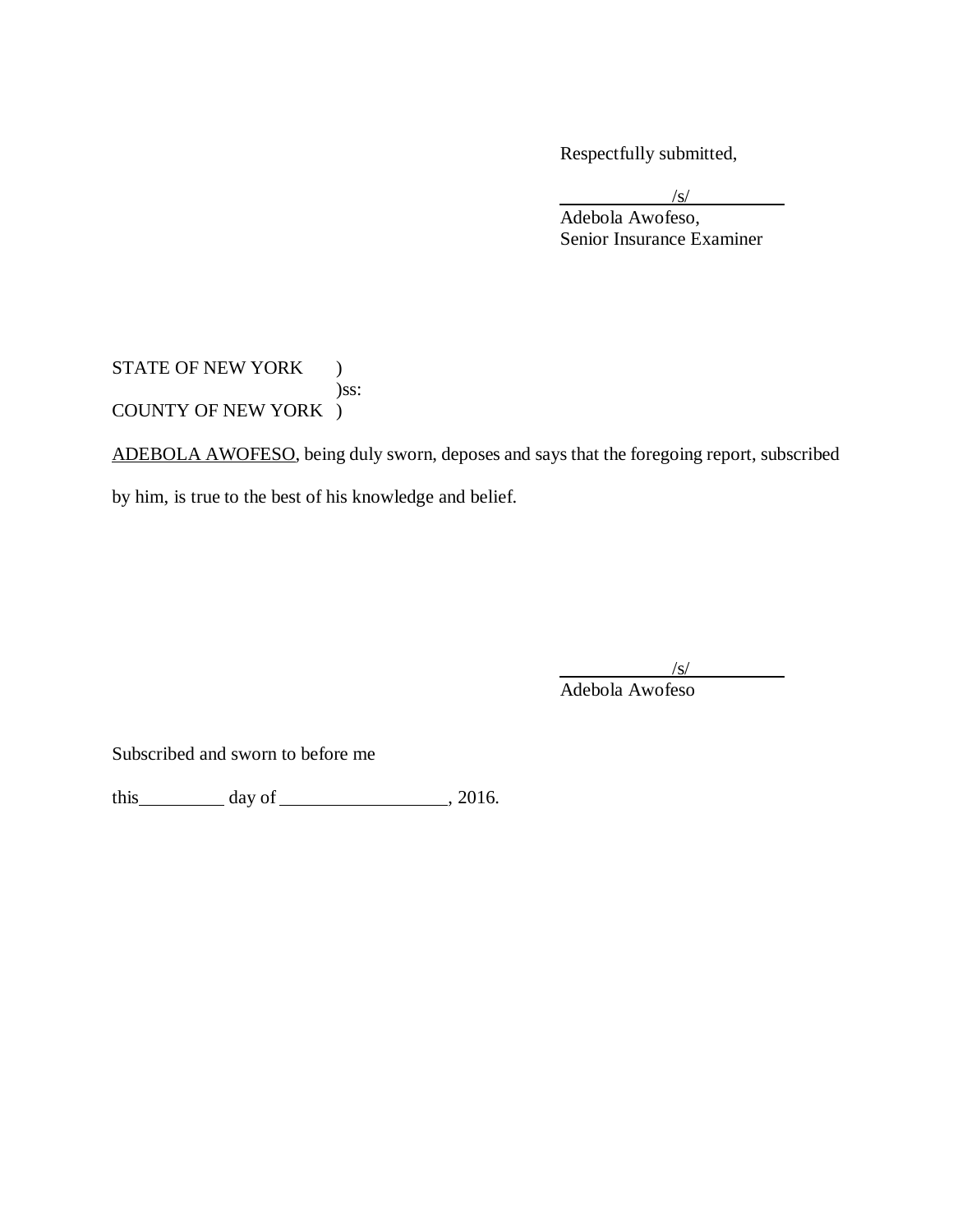Respectfully submitted,

/s/
Adebola Awofeso,
Senior Insurance Examiner

STATE OF NEW YORK )
)ss:
COUNTY OF NEW YORK )

ADEBOLA AWOFESO, being duly sworn, deposes and says that the foregoing report, subscribed by him, is true to the best of his knowledge and belief.

/s/
Adebola Awofeso

Subscribed and sworn to before me

this\_\_\_\_\_\_\_\_\_ day of \_\_\_\_\_\_\_\_\_\_\_\_\_\_\_\_\_\_, 2016.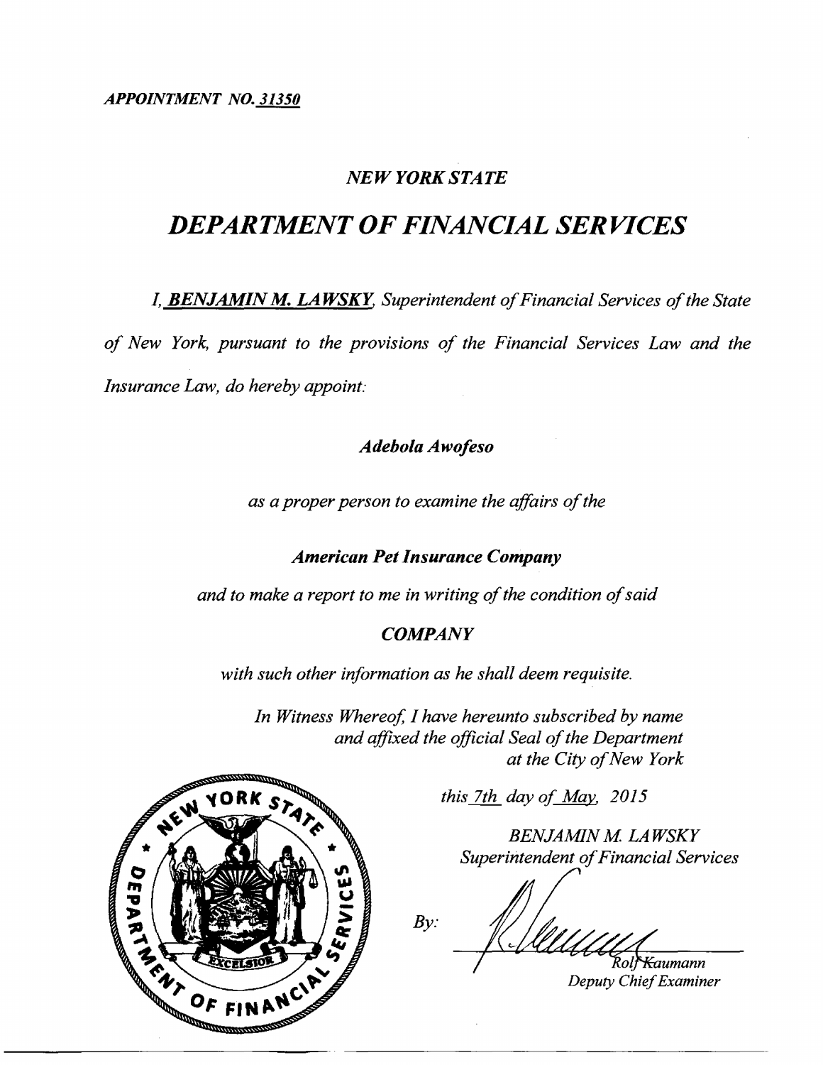*APPOINTMENT NO. 31350*

## *NEW YORK STATE*

# *DEPARTMENT OF FINANCIAL SERVICES*

*I, **BENJAMIN M. LAWSKY**, Superintendent of Financial Services of the State of New York, pursuant to the provisions of the Financial Services Law and the Insurance Law, do hereby appoint:*

***Adebola Awofeso***

*as a proper person to examine the affairs of the*

***American Pet Insurance Company***

*and to make a report to me in writing of the condition of said*

***COMPANY***

*with such other information as he shall deem requisite.*

*In Witness Whereof, I have hereunto subscribed by name and affixed the official Seal of the Department at the City of New York*

*this 7th day of May, 2015*

*BENJAMIN M. LAWSKY*
*Superintendent of Financial Services*

*By:*

*Rolf Kaumann*
*Deputy Chief Examiner*